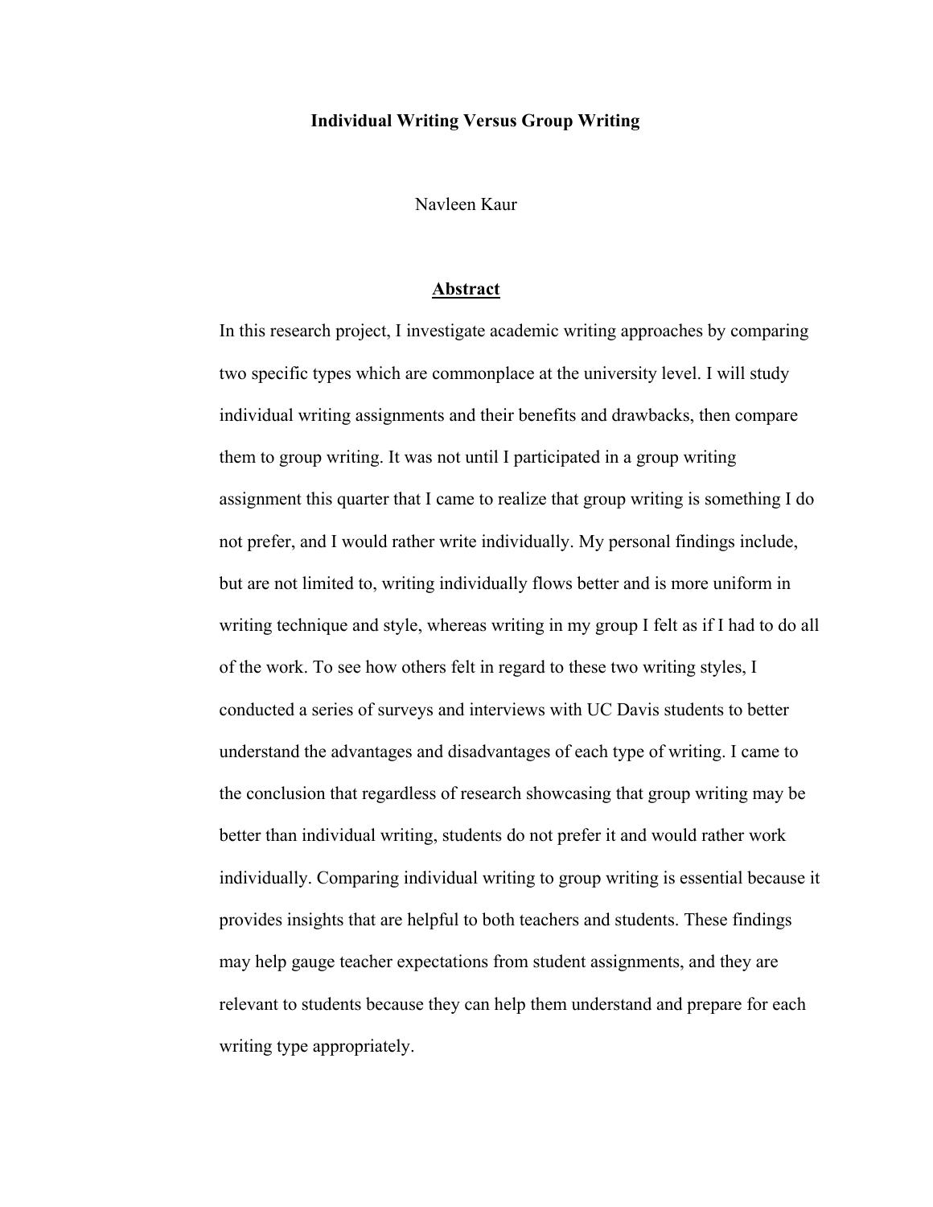# Individual Writing Versus Group Writing

Navleen Kaur

## Abstract

In this research project, I investigate academic writing approaches by comparing two specific types which are commonplace at the university level. I will study individual writing assignments and their benefits and drawbacks, then compare them to group writing. It was not until I participated in a group writing assignment this quarter that I came to realize that group writing is something I do not prefer, and I would rather write individually. My personal findings include, but are not limited to, writing individually flows better and is more uniform in writing technique and style, whereas writing in my group I felt as if I had to do all of the work. To see how others felt in regard to these two writing styles, I conducted a series of surveys and interviews with UC Davis students to better understand the advantages and disadvantages of each type of writing. I came to the conclusion that regardless of research showcasing that group writing may be better than individual writing, students do not prefer it and would rather work individually. Comparing individual writing to group writing is essential because it provides insights that are helpful to both teachers and students. These findings may help gauge teacher expectations from student assignments, and they are relevant to students because they can help them understand and prepare for each writing type appropriately.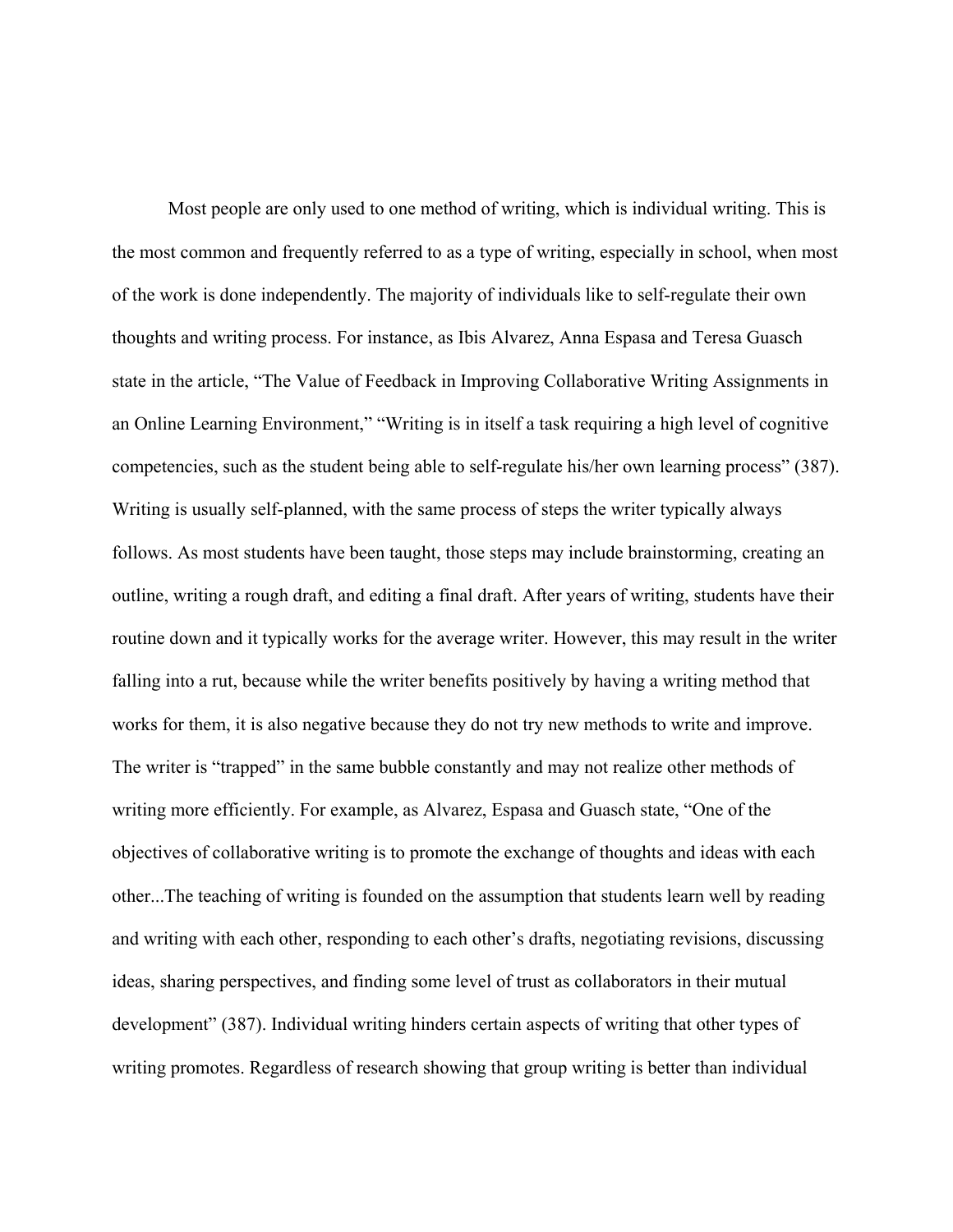Most people are only used to one method of writing, which is individual writing. This is the most common and frequently referred to as a type of writing, especially in school, when most of the work is done independently. The majority of individuals like to self-regulate their own thoughts and writing process. For instance, as Ibis Alvarez, Anna Espasa and Teresa Guasch state in the article, "The Value of Feedback in Improving Collaborative Writing Assignments in an Online Learning Environment," "Writing is in itself a task requiring a high level of cognitive competencies, such as the student being able to self-regulate his/her own learning process" (387). Writing is usually self-planned, with the same process of steps the writer typically always follows. As most students have been taught, those steps may include brainstorming, creating an outline, writing a rough draft, and editing a final draft. After years of writing, students have their routine down and it typically works for the average writer. However, this may result in the writer falling into a rut, because while the writer benefits positively by having a writing method that works for them, it is also negative because they do not try new methods to write and improve. The writer is "trapped" in the same bubble constantly and may not realize other methods of writing more efficiently. For example, as Alvarez, Espasa and Guasch state, "One of the objectives of collaborative writing is to promote the exchange of thoughts and ideas with each other...The teaching of writing is founded on the assumption that students learn well by reading and writing with each other, responding to each other's drafts, negotiating revisions, discussing ideas, sharing perspectives, and finding some level of trust as collaborators in their mutual development" (387). Individual writing hinders certain aspects of writing that other types of writing promotes. Regardless of research showing that group writing is better than individual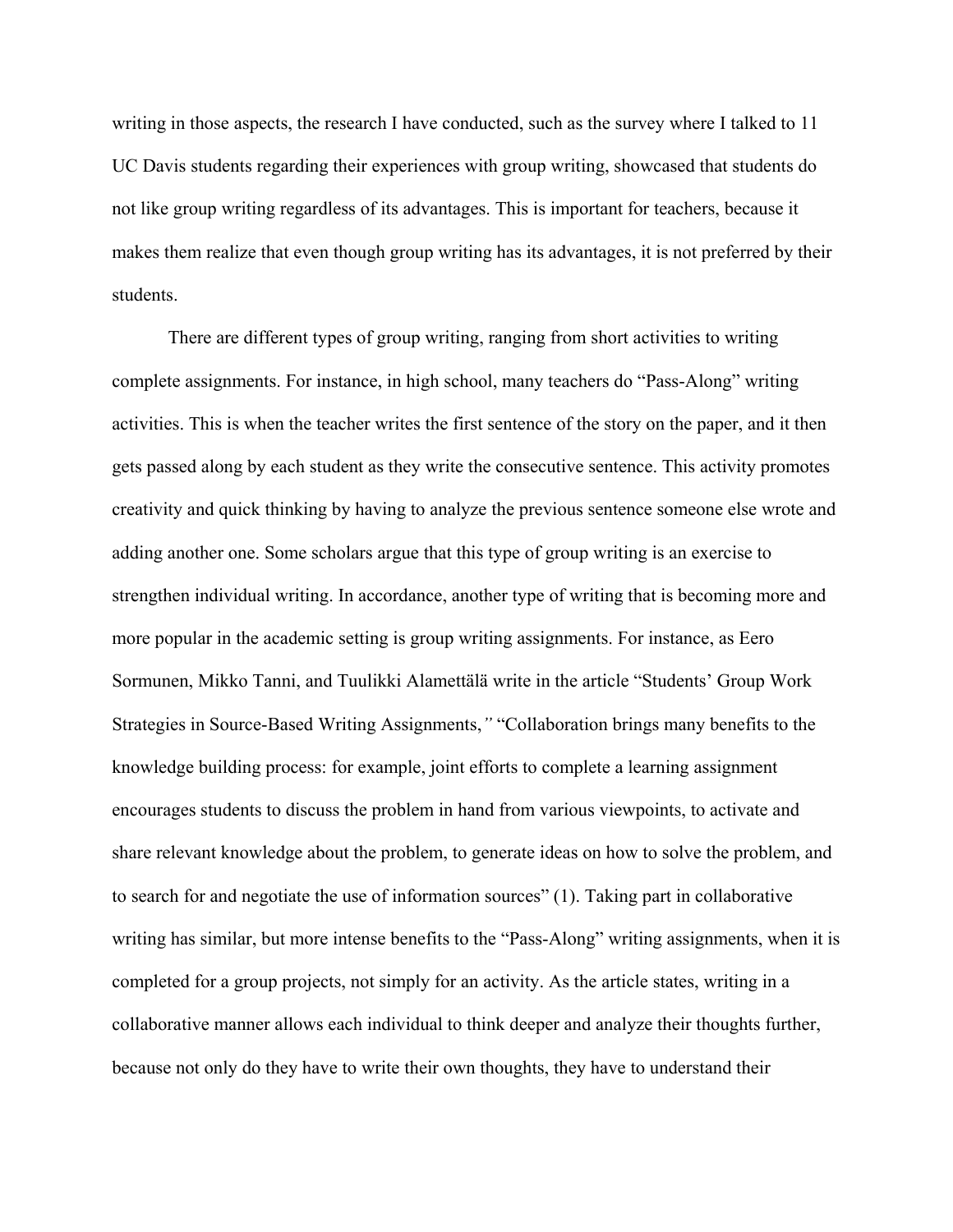writing in those aspects, the research I have conducted, such as the survey where I talked to 11 UC Davis students regarding their experiences with group writing, showcased that students do not like group writing regardless of its advantages. This is important for teachers, because it makes them realize that even though group writing has its advantages, it is not preferred by their students.

There are different types of group writing, ranging from short activities to writing complete assignments. For instance, in high school, many teachers do "Pass-Along" writing activities. This is when the teacher writes the first sentence of the story on the paper, and it then gets passed along by each student as they write the consecutive sentence. This activity promotes creativity and quick thinking by having to analyze the previous sentence someone else wrote and adding another one. Some scholars argue that this type of group writing is an exercise to strengthen individual writing. In accordance, another type of writing that is becoming more and more popular in the academic setting is group writing assignments. For instance, as Eero Sormunen, Mikko Tanni, and Tuulikki Alamettälä write in the article "Students' Group Work Strategies in Source-Based Writing Assignments," "Collaboration brings many benefits to the knowledge building process: for example, joint efforts to complete a learning assignment encourages students to discuss the problem in hand from various viewpoints, to activate and share relevant knowledge about the problem, to generate ideas on how to solve the problem, and to search for and negotiate the use of information sources" (1). Taking part in collaborative writing has similar, but more intense benefits to the "Pass-Along" writing assignments, when it is completed for a group projects, not simply for an activity. As the article states, writing in a collaborative manner allows each individual to think deeper and analyze their thoughts further, because not only do they have to write their own thoughts, they have to understand their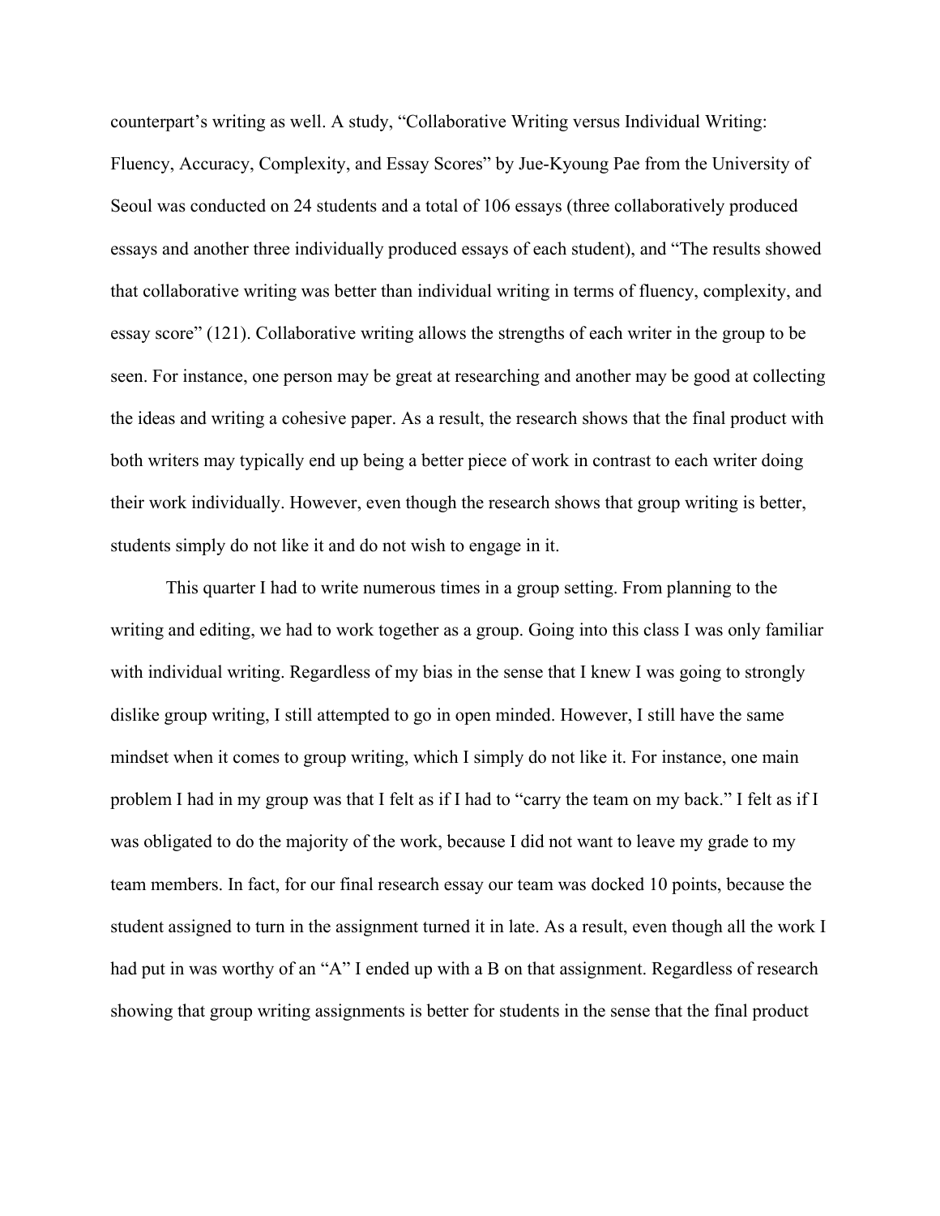counterpart's writing as well. A study, "Collaborative Writing versus Individual Writing: Fluency, Accuracy, Complexity, and Essay Scores" by Jue-Kyoung Pae from the University of Seoul was conducted on 24 students and a total of 106 essays (three collaboratively produced essays and another three individually produced essays of each student), and "The results showed that collaborative writing was better than individual writing in terms of fluency, complexity, and essay score" (121). Collaborative writing allows the strengths of each writer in the group to be seen. For instance, one person may be great at researching and another may be good at collecting the ideas and writing a cohesive paper. As a result, the research shows that the final product with both writers may typically end up being a better piece of work in contrast to each writer doing their work individually. However, even though the research shows that group writing is better, students simply do not like it and do not wish to engage in it.

This quarter I had to write numerous times in a group setting. From planning to the writing and editing, we had to work together as a group. Going into this class I was only familiar with individual writing. Regardless of my bias in the sense that I knew I was going to strongly dislike group writing, I still attempted to go in open minded. However, I still have the same mindset when it comes to group writing, which I simply do not like it. For instance, one main problem I had in my group was that I felt as if I had to "carry the team on my back." I felt as if I was obligated to do the majority of the work, because I did not want to leave my grade to my team members. In fact, for our final research essay our team was docked 10 points, because the student assigned to turn in the assignment turned it in late. As a result, even though all the work I had put in was worthy of an "A" I ended up with a B on that assignment. Regardless of research showing that group writing assignments is better for students in the sense that the final product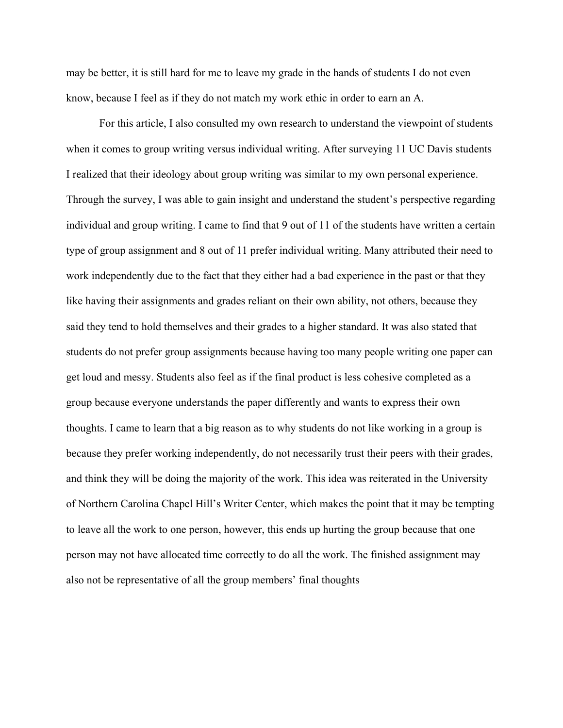may be better, it is still hard for me to leave my grade in the hands of students I do not even know, because I feel as if they do not match my work ethic in order to earn an A.

For this article, I also consulted my own research to understand the viewpoint of students when it comes to group writing versus individual writing. After surveying 11 UC Davis students I realized that their ideology about group writing was similar to my own personal experience. Through the survey, I was able to gain insight and understand the student's perspective regarding individual and group writing. I came to find that 9 out of 11 of the students have written a certain type of group assignment and 8 out of 11 prefer individual writing. Many attributed their need to work independently due to the fact that they either had a bad experience in the past or that they like having their assignments and grades reliant on their own ability, not others, because they said they tend to hold themselves and their grades to a higher standard. It was also stated that students do not prefer group assignments because having too many people writing one paper can get loud and messy. Students also feel as if the final product is less cohesive completed as a group because everyone understands the paper differently and wants to express their own thoughts. I came to learn that a big reason as to why students do not like working in a group is because they prefer working independently, do not necessarily trust their peers with their grades, and think they will be doing the majority of the work. This idea was reiterated in the University of Northern Carolina Chapel Hill's Writer Center, which makes the point that it may be tempting to leave all the work to one person, however, this ends up hurting the group because that one person may not have allocated time correctly to do all the work. The finished assignment may also not be representative of all the group members' final thoughts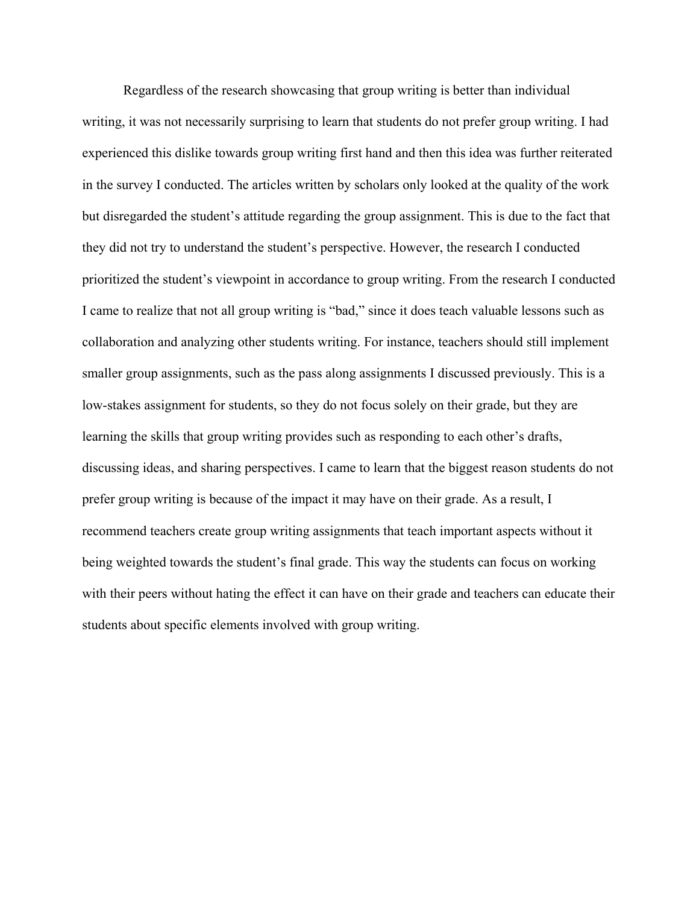Regardless of the research showcasing that group writing is better than individual writing, it was not necessarily surprising to learn that students do not prefer group writing. I had experienced this dislike towards group writing first hand and then this idea was further reiterated in the survey I conducted. The articles written by scholars only looked at the quality of the work but disregarded the student's attitude regarding the group assignment. This is due to the fact that they did not try to understand the student's perspective. However, the research I conducted prioritized the student's viewpoint in accordance to group writing. From the research I conducted I came to realize that not all group writing is "bad," since it does teach valuable lessons such as collaboration and analyzing other students writing. For instance, teachers should still implement smaller group assignments, such as the pass along assignments I discussed previously. This is a low-stakes assignment for students, so they do not focus solely on their grade, but they are learning the skills that group writing provides such as responding to each other's drafts, discussing ideas, and sharing perspectives. I came to learn that the biggest reason students do not prefer group writing is because of the impact it may have on their grade. As a result, I recommend teachers create group writing assignments that teach important aspects without it being weighted towards the student's final grade. This way the students can focus on working with their peers without hating the effect it can have on their grade and teachers can educate their students about specific elements involved with group writing.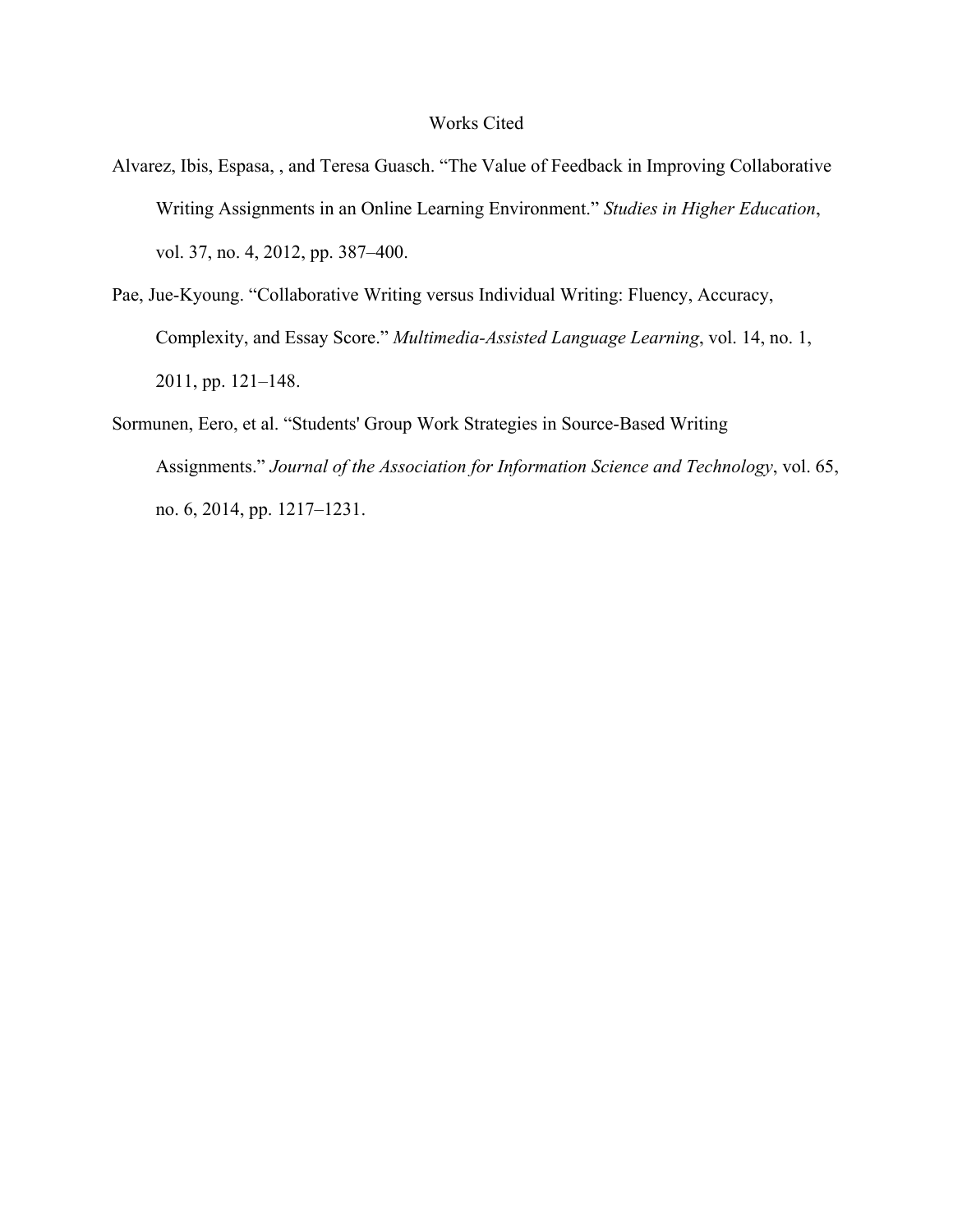# Works Cited

Alvarez, Ibis, Espasa, , and Teresa Guasch. "The Value of Feedback in Improving Collaborative Writing Assignments in an Online Learning Environment." *Studies in Higher Education*, vol. 37, no. 4, 2012, pp. 387–400.

Pae, Jue-Kyoung. "Collaborative Writing versus Individual Writing: Fluency, Accuracy, Complexity, and Essay Score." *Multimedia-Assisted Language Learning*, vol. 14, no. 1, 2011, pp. 121–148.

Sormunen, Eero, et al. "Students' Group Work Strategies in Source-Based Writing Assignments." *Journal of the Association for Information Science and Technology*, vol. 65, no. 6, 2014, pp. 1217–1231.